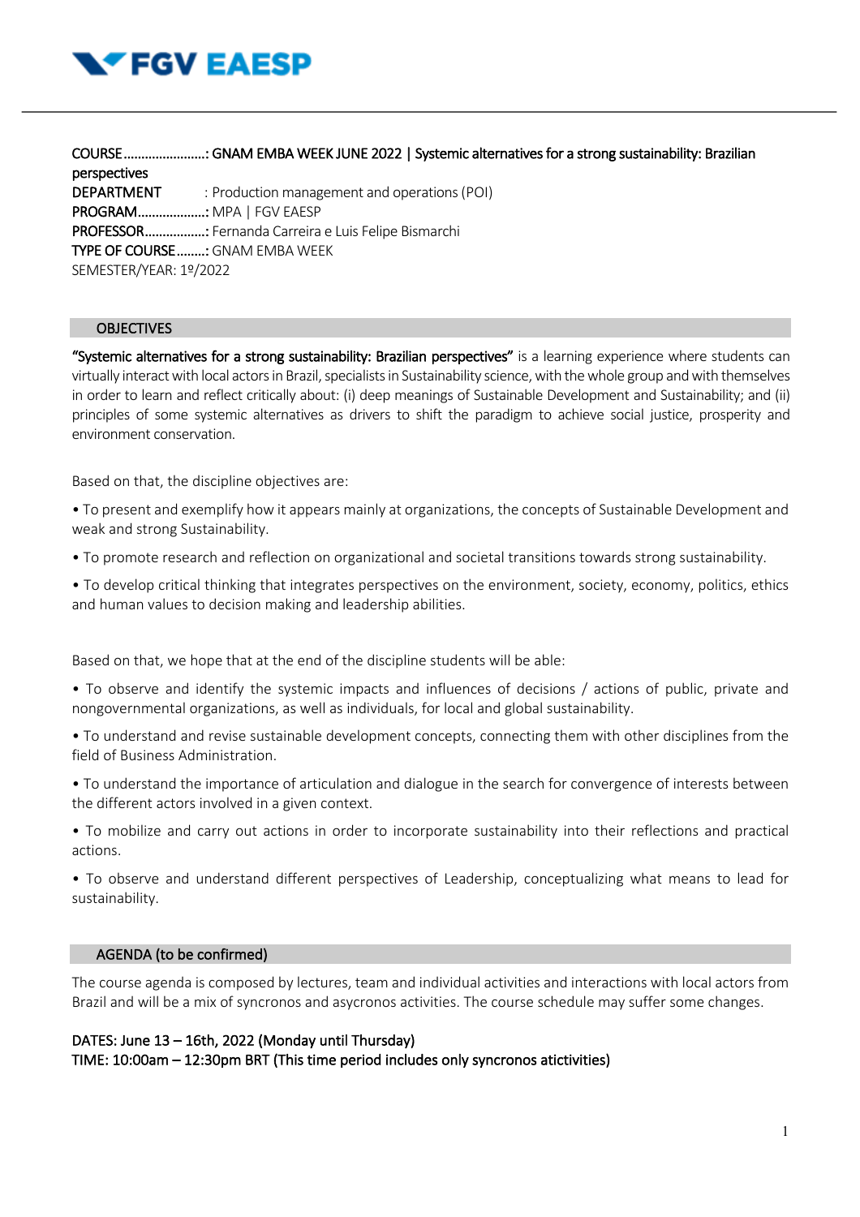**COURSE......................: GNAM EMBA WEEK JUNE 2022 | Systemic alternatives for a strong sustainability: Brazilian perspectives**
**DEPARTMENT** : Production management and operations (POI)
**PROGRAM..................:** MPA | FGV EAESP
**PROFESSOR.................:** Fernanda Carreira e Luis Felipe Bismarchi
**TYPE OF COURSE........:** GNAM EMBA WEEK
SEMESTER/YEAR: 1º/2022

## OBJECTIVES

**"Systemic alternatives for a strong sustainability: Brazilian perspectives"** is a learning experience where students can virtually interact with local actors in Brazil, specialists in Sustainability science, with the whole group and with themselves in order to learn and reflect critically about: (i) deep meanings of Sustainable Development and Sustainability; and (ii) principles of some systemic alternatives as drivers to shift the paradigm to achieve social justice, prosperity and environment conservation.

Based on that, the discipline objectives are:

- To present and exemplify how it appears mainly at organizations, the concepts of Sustainable Development and weak and strong Sustainability.
- To promote research and reflection on organizational and societal transitions towards strong sustainability.
- To develop critical thinking that integrates perspectives on the environment, society, economy, politics, ethics and human values to decision making and leadership abilities.

Based on that, we hope that at the end of the discipline students will be able:

- To observe and identify the systemic impacts and influences of decisions / actions of public, private and nongovernmental organizations, as well as individuals, for local and global sustainability.
- To understand and revise sustainable development concepts, connecting them with other disciplines from the field of Business Administration.
- To understand the importance of articulation and dialogue in the search for convergence of interests between the different actors involved in a given context.
- To mobilize and carry out actions in order to incorporate sustainability into their reflections and practical actions.
- To observe and understand different perspectives of Leadership, conceptualizing what means to lead for sustainability.

## AGENDA (to be confirmed)

The course agenda is composed by lectures, team and individual activities and interactions with local actors from Brazil and will be a mix of syncronos and asycronos activities. The course schedule may suffer some changes.

**DATES: June 13 – 16th, 2022 (Monday until Thursday)**
**TIME: 10:00am – 12:30pm BRT (This time period includes only syncronos atictivities)**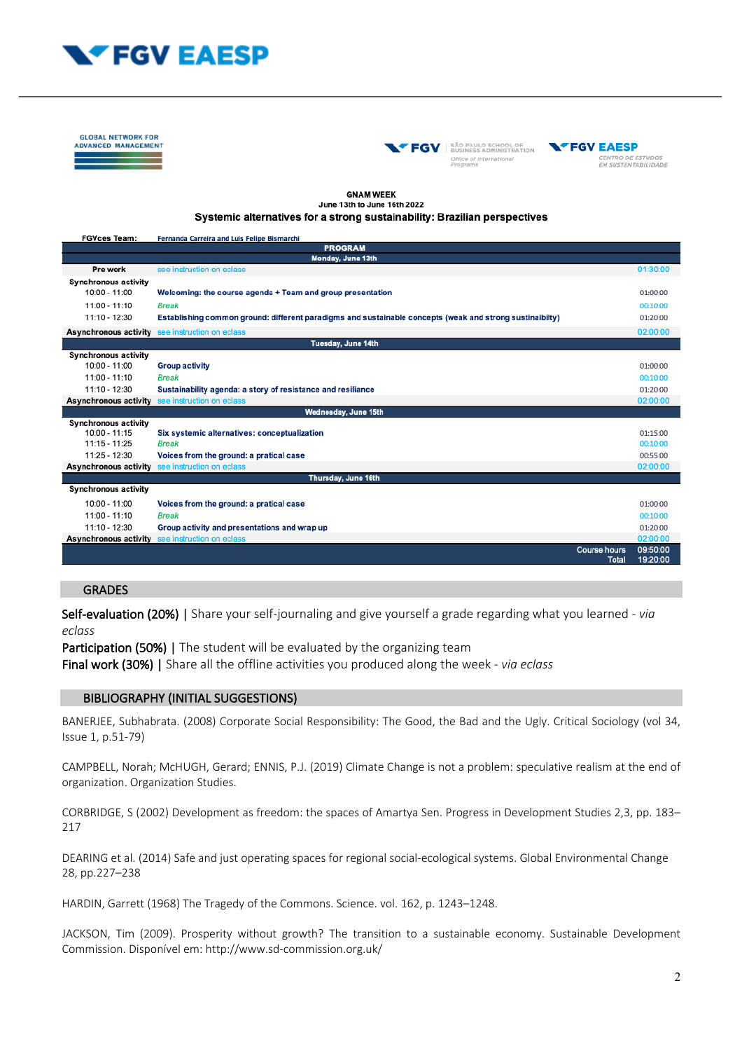GLOBAL NETWORK FOR ADVANCED MANAGEMENT

**GNAM WEEK**
**June 13th to June 16th 2022**
**Systemic alternatives for a strong sustainability: Brazilian perspectives**

| FGVces Team: | Fernanda Carreira and Luis Felipe Bismarchi | |
|---|---|---|
| **PROGRAM** | | |
| **Monday, June 13th** | | |
| **Pre work** | see instruction on eclass | 01:30:00 |
| **Synchronous activity** | | |
| 10:00 - 11:00 | **Welcoming: the course agenda + Team and group presentation** | 01:00:00 |
| 11:00 - 11:10 | *Break* | 00:10:00 |
| 11:10 - 12:30 | **Establishing common ground: different paradigms and sustainable concepts (weak and strong sustainabilty)** | 01:20:00 |
| **Asynchronous activity** | see instruction on eclass | 02:00:00 |
| **Tuesday, June 14th** | | |
| **Synchronous activity** | | |
| 10:00 - 11:00 | **Group activity** | 01:00:00 |
| 11:00 - 11:10 | *Break* | 00:10:00 |
| 11:10 - 12:30 | **Sustainability agenda: a story of resistance and resiliance** | 01:20:00 |
| **Asynchronous activity** | see instruction on eclass | 02:00:00 |
| **Wednesday, June 15th** | | |
| **Synchronous activity** | | |
| 10:00 - 11:15 | **Six systemic alternatives: conceptualization** | 01:15:00 |
| 11:15 - 11:25 | *Break* | 00:10:00 |
| 11:25 - 12:30 | **Voices from the ground: a pratical case** | 00:55:00 |
| **Asynchronous activity** | see instruction on eclass | 02:00:00 |
| **Thursday, June 16th** | | |
| **Synchronous activity** | | |
| 10:00 - 11:00 | **Voices from the ground: a pratical case** | 01:00:00 |
| 11:00 - 11:10 | *Break* | 00:10:00 |
| 11:10 - 12:30 | **Group activity and presentations and wrap up** | 01:20:00 |
| **Asynchronous activity** | see instruction on eclass | 02:00:00 |
| | Course hours | 09:50:00 |
| | Total | 19:20:00 |

## GRADES

**Self-evaluation (20%)** | Share your self-journaling and give yourself a grade regarding what you learned - *via eclass*
**Participation (50%)** | The student will be evaluated by the organizing team
**Final work (30%)** | Share all the offline activities you produced along the week - *via eclass*

## BIBLIOGRAPHY (INITIAL SUGGESTIONS)

BANERJEE, Subhabrata. (2008) Corporate Social Responsibility: The Good, the Bad and the Ugly. Critical Sociology (vol 34, Issue 1, p.51-79)

CAMPBELL, Norah; McHUGH, Gerard; ENNIS, P.J. (2019) Climate Change is not a problem: speculative realism at the end of organization. Organization Studies.

CORBRIDGE, S (2002) Development as freedom: the spaces of Amartya Sen. Progress in Development Studies 2,3, pp. 183–217

DEARING et al. (2014) Safe and just operating spaces for regional social-ecological systems. Global Environmental Change 28, pp.227–238

HARDIN, Garrett (1968) The Tragedy of the Commons. Science. vol. 162, p. 1243–1248.

JACKSON, Tim (2009). Prosperity without growth? The transition to a sustainable economy. Sustainable Development Commission. Disponível em: http://www.sd-commission.org.uk/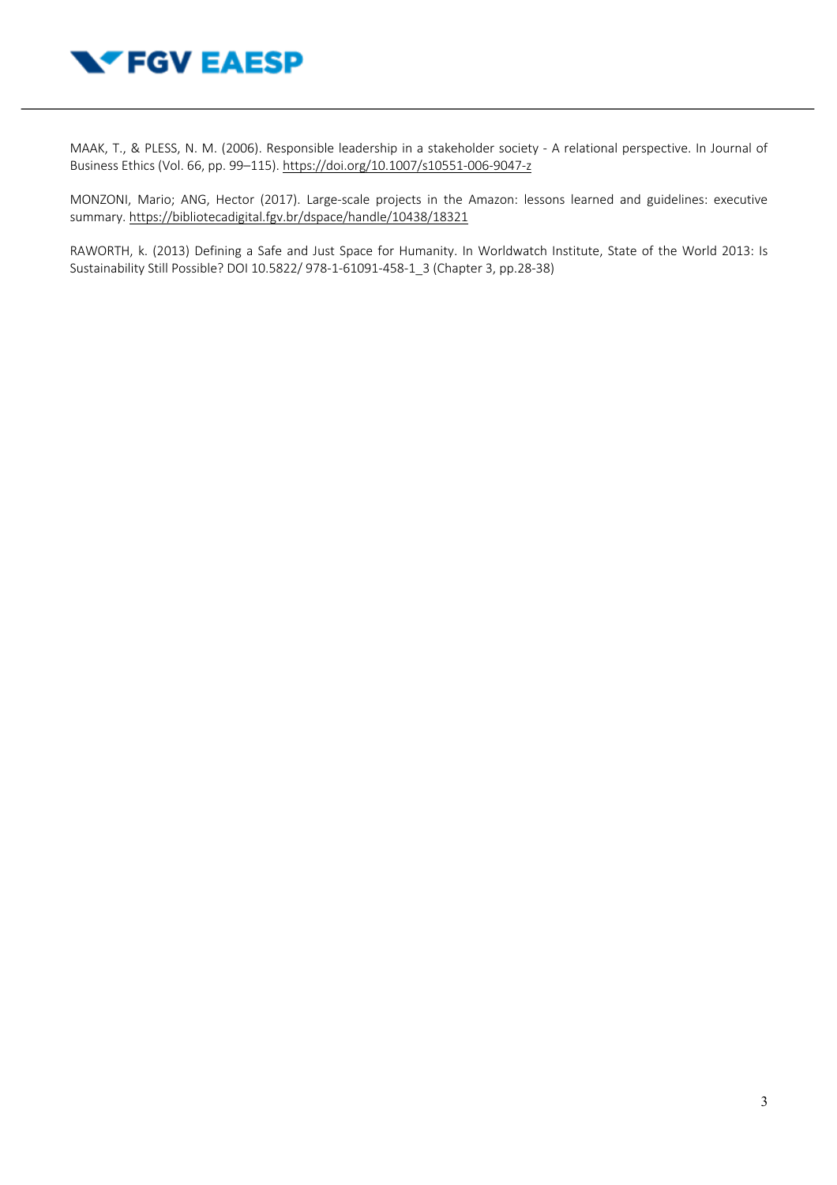MAAK, T., & PLESS, N. M. (2006). Responsible leadership in a stakeholder society - A relational perspective. In Journal of Business Ethics (Vol. 66, pp. 99–115). https://doi.org/10.1007/s10551-006-9047-z

MONZONI, Mario; ANG, Hector (2017). Large-scale projects in the Amazon: lessons learned and guidelines: executive summary. https://bibliotecadigital.fgv.br/dspace/handle/10438/18321

RAWORTH, k. (2013) Defining a Safe and Just Space for Humanity. In Worldwatch Institute, State of the World 2013: Is Sustainability Still Possible? DOI 10.5822/ 978-1-61091-458-1_3 (Chapter 3, pp.28-38)